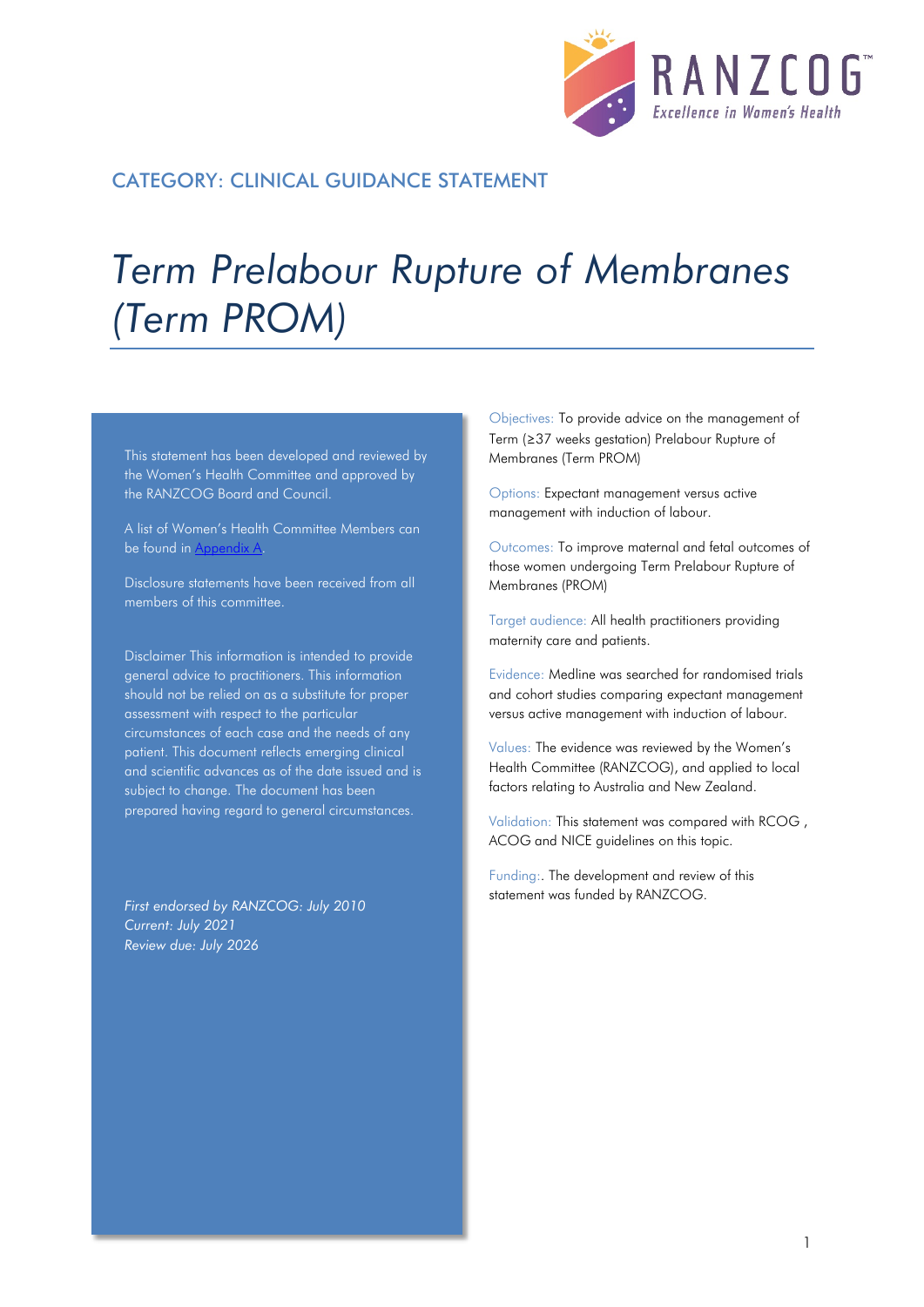RANZCOG

Excellence in Women's Health

## CATEGORY: CLINICAL GUIDANCE STATEMENT

# *Term Prelabour Rupture of Membranes (Term PROM)*

This statement has been developed and reviewed by the Women's Health Committee and approved by the RANZCOG Board and Council.

A list of Women's Health Committee Members can be found in Appendix A.

Disclosure statements have been received from all members of this committee.

Disclaimer This information is intended to provide general advice to practitioners. This information should not be relied on as a substitute for proper assessment with respect to the particular circumstances of each case and the needs of any patient. This document reflects emerging clinical and scientific advances as of the date issued and is subject to change. The document has been prepared having regard to general circumstances.

*First endorsed by RANZCOG: July 2010*
*Current: July 2021*
*Review due: July 2026*

Objectives: To provide advice on the management of Term (≥37 weeks gestation) Prelabour Rupture of Membranes (Term PROM)

Options: Expectant management versus active management with induction of labour.

Outcomes: To improve maternal and fetal outcomes of those women undergoing Term Prelabour Rupture of Membranes (PROM)

Target audience: All health practitioners providing maternity care and patients.

Evidence: Medline was searched for randomised trials and cohort studies comparing expectant management versus active management with induction of labour.

Values: The evidence was reviewed by the Women's Health Committee (RANZCOG), and applied to local factors relating to Australia and New Zealand.

Validation: This statement was compared with RCOG , ACOG and NICE guidelines on this topic.

Funding:. The development and review of this statement was funded by RANZCOG.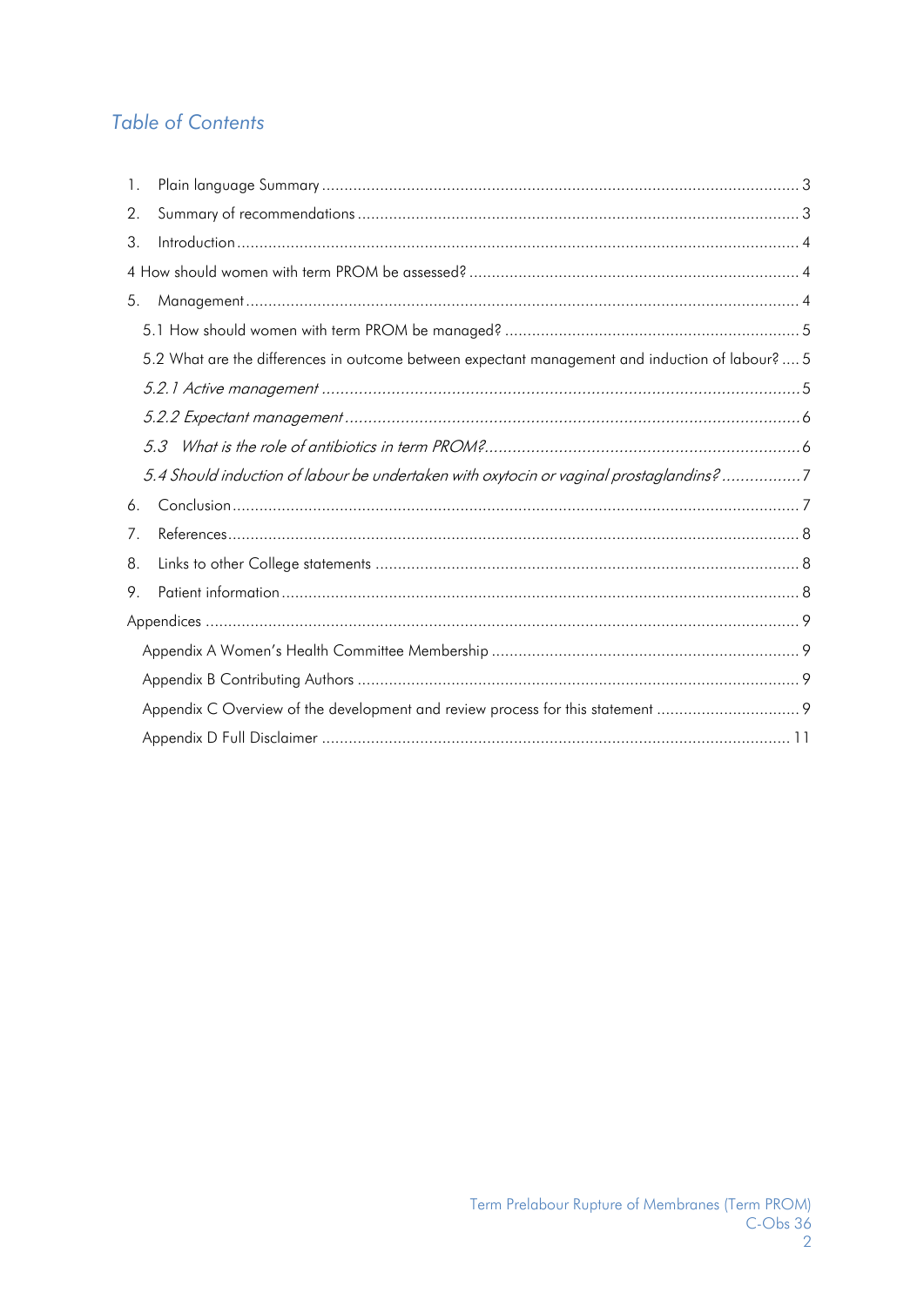## Table of Contents

1. Plain language Summary ..... 3
2. Summary of recommendations ..... 3
3. Introduction ..... 4

4 How should women with term PROM be assessed? ..... 4

5. Management ..... 4
   - 5.1 How should women with term PROM be managed? ..... 5
   - 5.2 What are the differences in outcome between expectant management and induction of labour? ..... 5
   - *5.2.1 Active management* ..... 5
   - *5.2.2 Expectant management* ..... 6
   - *5.3 What is the role of antibiotics in term PROM?* ..... 6
   - *5.4 Should induction of labour be undertaken with oxytocin or vaginal prostaglandins?* ..... 7
6. Conclusion ..... 7
7. References ..... 8
8. Links to other College statements ..... 8
9. Patient information ..... 8

Appendices ..... 9

- Appendix A Women's Health Committee Membership ..... 9
- Appendix B Contributing Authors ..... 9
- Appendix C Overview of the development and review process for this statement ..... 9
- Appendix D Full Disclaimer ..... 11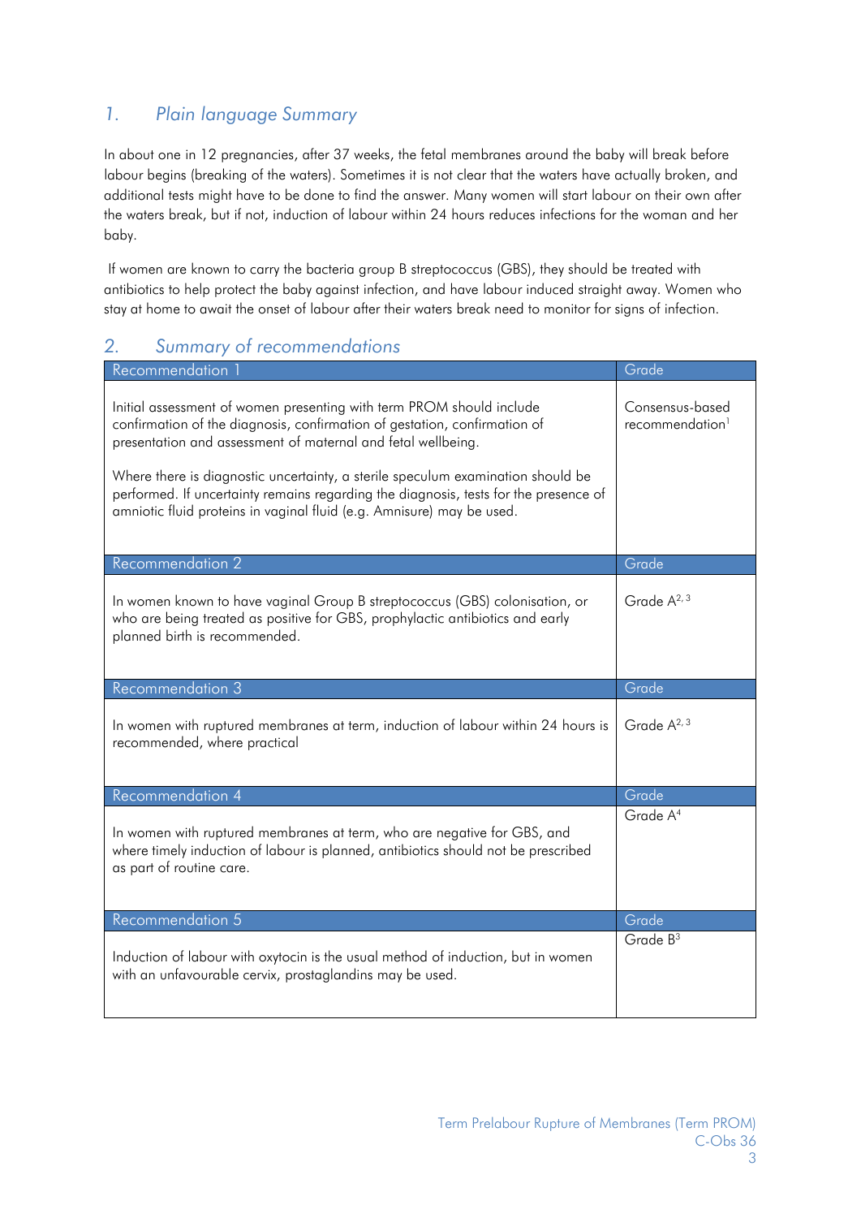## 1. Plain language Summary

In about one in 12 pregnancies, after 37 weeks, the fetal membranes around the baby will break before labour begins (breaking of the waters). Sometimes it is not clear that the waters have actually broken, and additional tests might have to be done to find the answer. Many women will start labour on their own after the waters break, but if not, induction of labour within 24 hours reduces infections for the woman and her baby.

If women are known to carry the bacteria group B streptococcus (GBS), they should be treated with antibiotics to help protect the baby against infection, and have labour induced straight away. Women who stay at home to await the onset of labour after their waters break need to monitor for signs of infection.

## 2. Summary of recommendations

| Recommendation 1 | Grade |
|---|---|
| Initial assessment of women presenting with term PROM should include confirmation of the diagnosis, confirmation of gestation, confirmation of presentation and assessment of maternal and fetal wellbeing.<br><br>Where there is diagnostic uncertainty, a sterile speculum examination should be performed. If uncertainty remains regarding the diagnosis, tests for the presence of amniotic fluid proteins in vaginal fluid (e.g. Amnisure) may be used. | Consensus-based recommendation[1] |

| Recommendation 2 | Grade |
|---|---|
| In women known to have vaginal Group B streptococcus (GBS) colonisation, or who are being treated as positive for GBS, prophylactic antibiotics and early planned birth is recommended. | Grade A[2, 3] |

| Recommendation 3 | Grade |
|---|---|
| In women with ruptured membranes at term, induction of labour within 24 hours is recommended, where practical | Grade A[2, 3] |

| Recommendation 4 | Grade |
|---|---|
| In women with ruptured membranes at term, who are negative for GBS, and where timely induction of labour is planned, antibiotics should not be prescribed as part of routine care. | Grade A[4] |

| Recommendation 5 | Grade |
|---|---|
| Induction of labour with oxytocin is the usual method of induction, but in women with an unfavourable cervix, prostaglandins may be used. | Grade B[3] |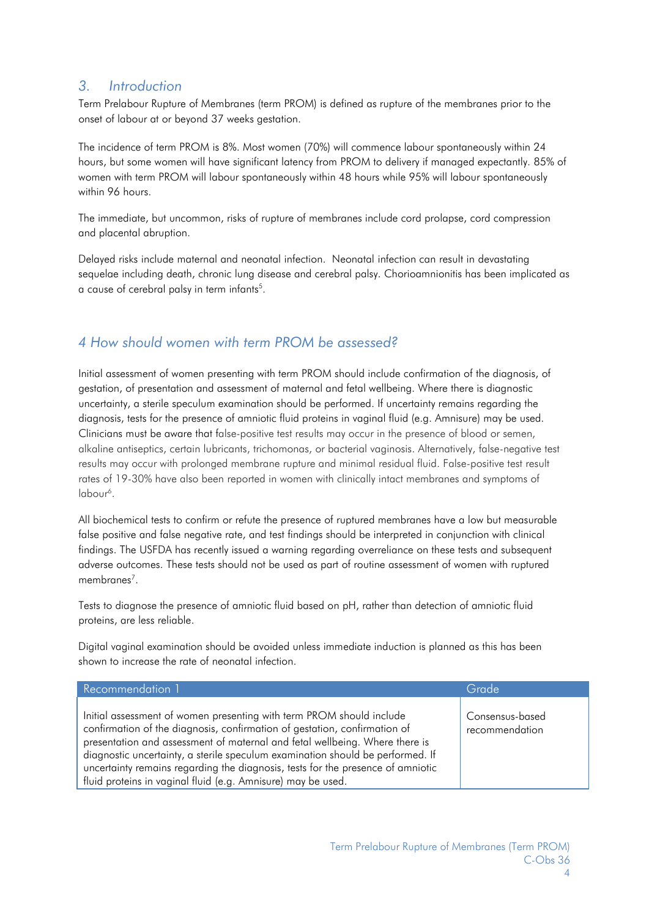## 3. Introduction

Term Prelabour Rupture of Membranes (term PROM) is defined as rupture of the membranes prior to the onset of labour at or beyond 37 weeks gestation.

The incidence of term PROM is 8%. Most women (70%) will commence labour spontaneously within 24 hours, but some women will have significant latency from PROM to delivery if managed expectantly. 85% of women with term PROM will labour spontaneously within 48 hours while 95% will labour spontaneously within 96 hours.

The immediate, but uncommon, risks of rupture of membranes include cord prolapse, cord compression and placental abruption.

Delayed risks include maternal and neonatal infection. Neonatal infection can result in devastating sequelae including death, chronic lung disease and cerebral palsy. Chorioamnionitis has been implicated as a cause of cerebral palsy in term infants[5].

## 4 How should women with term PROM be assessed?

Initial assessment of women presenting with term PROM should include confirmation of the diagnosis, of gestation, of presentation and assessment of maternal and fetal wellbeing. Where there is diagnostic uncertainty, a sterile speculum examination should be performed. If uncertainty remains regarding the diagnosis, tests for the presence of amniotic fluid proteins in vaginal fluid (e.g. Amnisure) may be used. Clinicians must be aware that false-positive test results may occur in the presence of blood or semen, alkaline antiseptics, certain lubricants, trichomonas, or bacterial vaginosis. Alternatively, false-negative test results may occur with prolonged membrane rupture and minimal residual fluid. False-positive test result rates of 19-30% have also been reported in women with clinically intact membranes and symptoms of labour[6].

All biochemical tests to confirm or refute the presence of ruptured membranes have a low but measurable false positive and false negative rate, and test findings should be interpreted in conjunction with clinical findings. The USFDA has recently issued a warning regarding overreliance on these tests and subsequent adverse outcomes. These tests should not be used as part of routine assessment of women with ruptured membranes[7].

Tests to diagnose the presence of amniotic fluid based on pH, rather than detection of amniotic fluid proteins, are less reliable.

Digital vaginal examination should be avoided unless immediate induction is planned as this has been shown to increase the rate of neonatal infection.

| Recommendation 1 | Grade |
|---|---|
| Initial assessment of women presenting with term PROM should include confirmation of the diagnosis, confirmation of gestation, confirmation of presentation and assessment of maternal and fetal wellbeing. Where there is diagnostic uncertainty, a sterile speculum examination should be performed. If uncertainty remains regarding the diagnosis, tests for the presence of amniotic fluid proteins in vaginal fluid (e.g. Amnisure) may be used. | Consensus-based recommendation |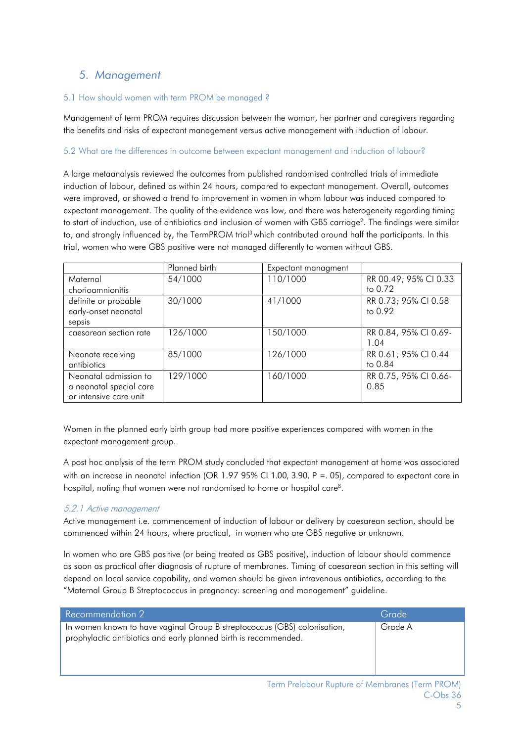## 5. Management

### 5.1 How should women with term PROM be managed ?

Management of term PROM requires discussion between the woman, her partner and caregivers regarding the benefits and risks of expectant management versus active management with induction of labour.

### 5.2 What are the differences in outcome between expectant management and induction of labour?

A large metaanalysis reviewed the outcomes from published randomised controlled trials of immediate induction of labour, defined as within 24 hours, compared to expectant management. Overall, outcomes were improved, or showed a trend to improvement in women in whom labour was induced compared to expectant management. The quality of the evidence was low, and there was heterogeneity regarding timing to start of induction, use of antibiotics and inclusion of women with GBS carriage[2]. The findings were similar to, and strongly influenced by, the TermPROM trial[3] which contributed around half the participants. In this trial, women who were GBS positive were not managed differently to women without GBS.

| | Planned birth | Expectant managment | |
|---|---|---|---|
| Maternal chorioamnionitis | 54/1000 | 110/1000 | RR 00.49; 95% CI 0.33 to 0.72 |
| definite or probable early-onset neonatal sepsis | 30/1000 | 41/1000 | RR 0.73; 95% CI 0.58 to 0.92 |
| caesarean section rate | 126/1000 | 150/1000 | RR 0.84, 95% CI 0.69-1.04 |
| Neonate receiving antibiotics | 85/1000 | 126/1000 | RR 0.61; 95% CI 0.44 to 0.84 |
| Neonatal admission to a neonatal special care or intensive care unit | 129/1000 | 160/1000 | RR 0.75, 95% CI 0.66-0.85 |

Women in the planned early birth group had more positive experiences compared with women in the expectant management group.

A post hoc analysis of the term PROM study concluded that expectant management at home was associated with an increase in neonatal infection (OR 1.97 95% CI 1.00, 3.90, P =. 05), compared to expectant care in hospital, noting that women were not randomised to home or hospital care[8].

#### *5.2.1 Active management*

Active management i.e. commencement of induction of labour or delivery by caesarean section, should be commenced within 24 hours, where practical, in women who are GBS negative or unknown.

In women who are GBS positive (or being treated as GBS positive), induction of labour should commence as soon as practical after diagnosis of rupture of membranes. Timing of caesarean section in this setting will depend on local service capability, and women should be given intravenous antibiotics, according to the "Maternal Group B Streptococcus in pregnancy: screening and management" guideline.

| Recommendation 2 | Grade |
|---|---|
| In women known to have vaginal Group B streptococcus (GBS) colonisation, prophylactic antibiotics and early planned birth is recommended. | Grade A |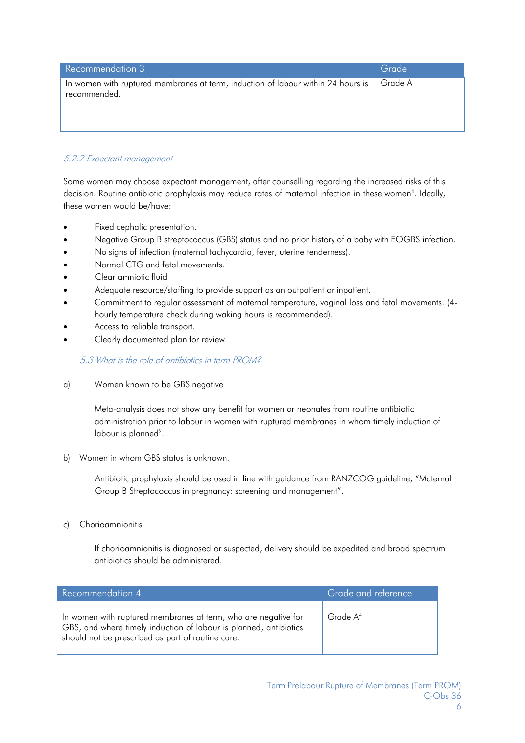| Recommendation 3 | Grade |
| --- | --- |
| In women with ruptured membranes at term, induction of labour within 24 hours is recommended. | Grade A |

### *5.2.2 Expectant management*

Some women may choose expectant management, after counselling regarding the increased risks of this decision. Routine antibiotic prophylaxis may reduce rates of maternal infection in these women[4]. Ideally, these women would be/have:

- Fixed cephalic presentation.
- Negative Group B streptococcus (GBS) status and no prior history of a baby with EOGBS infection.
- No signs of infection (maternal tachycardia, fever, uterine tenderness).
- Normal CTG and fetal movements.
- Clear amniotic fluid
- Adequate resource/staffing to provide support as an outpatient or inpatient.
- Commitment to regular assessment of maternal temperature, vaginal loss and fetal movements. (4-hourly temperature check during waking hours is recommended).
- Access to reliable transport.
- Clearly documented plan for review

### *5.3 What is the role of antibiotics in term PROM?*

a) Women known to be GBS negative

Meta-analysis does not show any benefit for women or neonates from routine antibiotic administration prior to labour in women with ruptured membranes in whom timely induction of labour is planned[9].

b) Women in whom GBS status is unknown.

Antibiotic prophylaxis should be used in line with guidance from RANZCOG guideline, "Maternal Group B Streptococcus in pregnancy: screening and management".

c) Chorioamnionitis

If chorioamnionitis is diagnosed or suspected, delivery should be expedited and broad spectrum antibiotics should be administered.

| Recommendation 4 | Grade and reference |
| --- | --- |
| In women with ruptured membranes at term, who are negative for GBS, and where timely induction of labour is planned, antibiotics should not be prescribed as part of routine care. | Grade A[4] |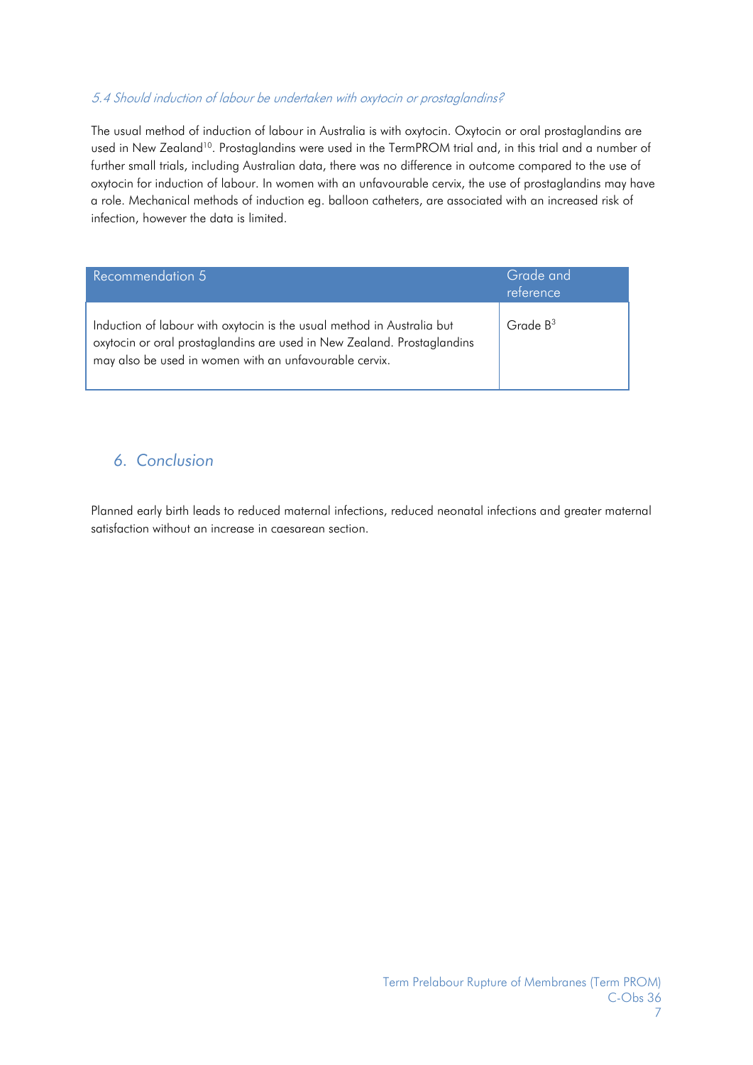### *5.4 Should induction of labour be undertaken with oxytocin or prostaglandins?*

The usual method of induction of labour in Australia is with oxytocin. Oxytocin or oral prostaglandins are used in New Zealand[10]. Prostaglandins were used in the TermPROM trial and, in this trial and a number of further small trials, including Australian data, there was no difference in outcome compared to the use of oxytocin for induction of labour. In women with an unfavourable cervix, the use of prostaglandins may have a role. Mechanical methods of induction eg. balloon catheters, are associated with an increased risk of infection, however the data is limited.

| Recommendation 5 | Grade and reference |
| --- | --- |
| Induction of labour with oxytocin is the usual method in Australia but oxytocin or oral prostaglandins are used in New Zealand. Prostaglandins may also be used in women with an unfavourable cervix. | Grade B[3] |

## *6. Conclusion*

Planned early birth leads to reduced maternal infections, reduced neonatal infections and greater maternal satisfaction without an increase in caesarean section.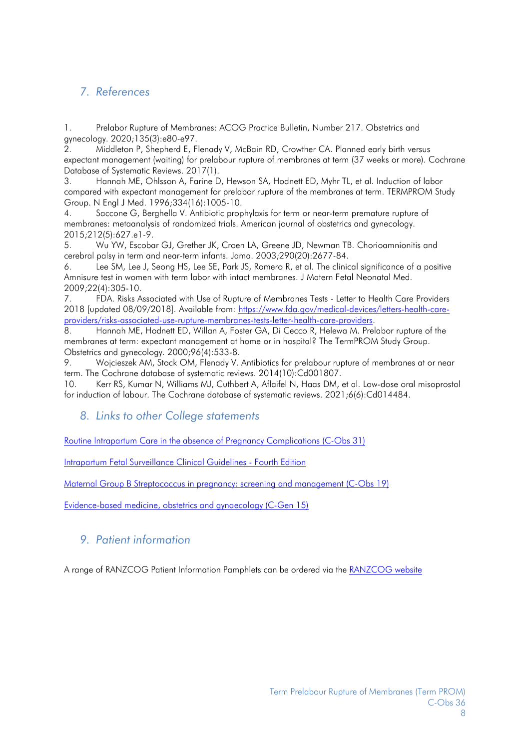## 7. References

1. Prelabor Rupture of Membranes: ACOG Practice Bulletin, Number 217. Obstetrics and gynecology. 2020;135(3):e80-e97.
2. Middleton P, Shepherd E, Flenady V, McBain RD, Crowther CA. Planned early birth versus expectant management (waiting) for prelabour rupture of membranes at term (37 weeks or more). Cochrane Database of Systematic Reviews. 2017(1).
3. Hannah ME, Ohlsson A, Farine D, Hewson SA, Hodnett ED, Myhr TL, et al. Induction of labor compared with expectant management for prelabor rupture of the membranes at term. TERMPROM Study Group. N Engl J Med. 1996;334(16):1005-10.
4. Saccone G, Berghella V. Antibiotic prophylaxis for term or near-term premature rupture of membranes: metaanalysis of randomized trials. American journal of obstetrics and gynecology. 2015;212(5):627.e1-9.
5. Wu YW, Escobar GJ, Grether JK, Croen LA, Greene JD, Newman TB. Chorioamnionitis and cerebral palsy in term and near-term infants. Jama. 2003;290(20):2677-84.
6. Lee SM, Lee J, Seong HS, Lee SE, Park JS, Romero R, et al. The clinical significance of a positive Amnisure test in women with term labor with intact membranes. J Matern Fetal Neonatal Med. 2009;22(4):305-10.
7. FDA. Risks Associated with Use of Rupture of Membranes Tests - Letter to Health Care Providers 2018 [updated 08/09/2018]. Available from: [https://www.fda.gov/medical-devices/letters-health-care-providers/risks-associated-use-rupture-membranes-tests-letter-health-care-providers](https://www.fda.gov/medical-devices/letters-health-care-providers/risks-associated-use-rupture-membranes-tests-letter-health-care-providers).
8. Hannah ME, Hodnett ED, Willan A, Foster GA, Di Cecco R, Helewa M. Prelabor rupture of the membranes at term: expectant management at home or in hospital? The TermPROM Study Group. Obstetrics and gynecology. 2000;96(4):533-8.
9. Wojcieszek AM, Stock OM, Flenady V. Antibiotics for prelabour rupture of membranes at or near term. The Cochrane database of systematic reviews. 2014(10):Cd001807.
10. Kerr RS, Kumar N, Williams MJ, Cuthbert A, Aflaifel N, Haas DM, et al. Low-dose oral misoprostol for induction of labour. The Cochrane database of systematic reviews. 2021;6(6):Cd014484.

## 8. Links to other College statements

Routine Intrapartum Care in the absence of Pregnancy Complications (C-Obs 31)

Intrapartum Fetal Surveillance Clinical Guidelines - Fourth Edition

Maternal Group B Streptococcus in pregnancy: screening and management (C-Obs 19)

Evidence-based medicine, obstetrics and gynaecology (C-Gen 15)

## 9. Patient information

A range of RANZCOG Patient Information Pamphlets can be ordered via the RANZCOG website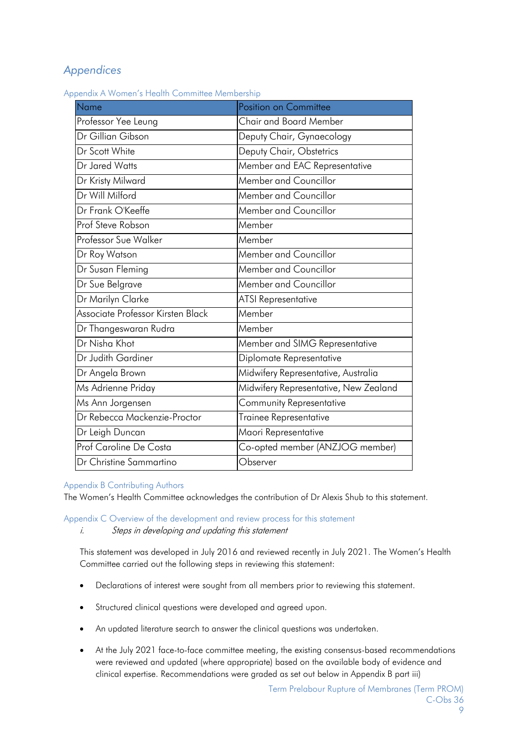# Appendices

## Appendix A Women's Health Committee Membership

| Name | Position on Committee |
|---|---|
| Professor Yee Leung | Chair and Board Member |
| Dr Gillian Gibson | Deputy Chair, Gynaecology |
| Dr Scott White | Deputy Chair, Obstetrics |
| Dr Jared Watts | Member and EAC Representative |
| Dr Kristy Milward | Member and Councillor |
| Dr Will Milford | Member and Councillor |
| Dr Frank O'Keeffe | Member and Councillor |
| Prof Steve Robson | Member |
| Professor Sue Walker | Member |
| Dr Roy Watson | Member and Councillor |
| Dr Susan Fleming | Member and Councillor |
| Dr Sue Belgrave | Member and Councillor |
| Dr Marilyn Clarke | ATSI Representative |
| Associate Professor Kirsten Black | Member |
| Dr Thangeswaran Rudra | Member |
| Dr Nisha Khot | Member and SIMG Representative |
| Dr Judith Gardiner | Diplomate Representative |
| Dr Angela Brown | Midwifery Representative, Australia |
| Ms Adrienne Priday | Midwifery Representative, New Zealand |
| Ms Ann Jorgensen | Community Representative |
| Dr Rebecca Mackenzie-Proctor | Trainee Representative |
| Dr Leigh Duncan | Maori Representative |
| Prof Caroline De Costa | Co-opted member (ANZJOG member) |
| Dr Christine Sammartino | Observer |

## Appendix B Contributing Authors

The Women's Health Committee acknowledges the contribution of Dr Alexis Shub to this statement.

## Appendix C Overview of the development and review process for this statement

i. *Steps in developing and updating this statement*

This statement was developed in July 2016 and reviewed recently in July 2021. The Women's Health Committee carried out the following steps in reviewing this statement:

- Declarations of interest were sought from all members prior to reviewing this statement.
- Structured clinical questions were developed and agreed upon.
- An updated literature search to answer the clinical questions was undertaken.
- At the July 2021 face-to-face committee meeting, the existing consensus-based recommendations were reviewed and updated (where appropriate) based on the available body of evidence and clinical expertise. Recommendations were graded as set out below in Appendix B part iii)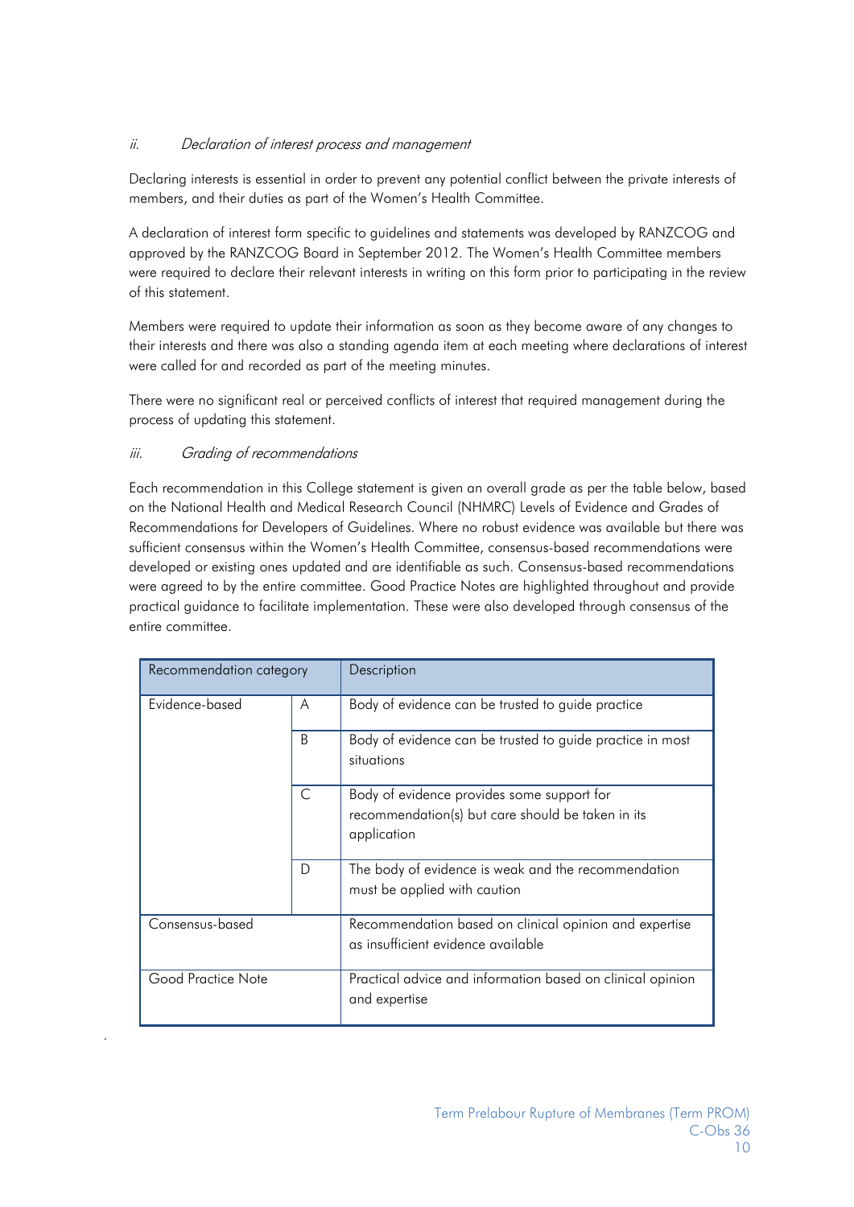### *ii. Declaration of interest process and management*

Declaring interests is essential in order to prevent any potential conflict between the private interests of members, and their duties as part of the Women's Health Committee.

A declaration of interest form specific to guidelines and statements was developed by RANZCOG and approved by the RANZCOG Board in September 2012. The Women's Health Committee members were required to declare their relevant interests in writing on this form prior to participating in the review of this statement.

Members were required to update their information as soon as they become aware of any changes to their interests and there was also a standing agenda item at each meeting where declarations of interest were called for and recorded as part of the meeting minutes.

There were no significant real or perceived conflicts of interest that required management during the process of updating this statement.

### *iii. Grading of recommendations*

Each recommendation in this College statement is given an overall grade as per the table below, based on the National Health and Medical Research Council (NHMRC) Levels of Evidence and Grades of Recommendations for Developers of Guidelines. Where no robust evidence was available but there was sufficient consensus within the Women's Health Committee, consensus-based recommendations were developed or existing ones updated and are identifiable as such. Consensus-based recommendations were agreed to by the entire committee. Good Practice Notes are highlighted throughout and provide practical guidance to facilitate implementation. These were also developed through consensus of the entire committee.

| Recommendation category | | Description |
|---|---|---|
| Evidence-based | A | Body of evidence can be trusted to guide practice |
| | B | Body of evidence can be trusted to guide practice in most situations |
| | C | Body of evidence provides some support for recommendation(s) but care should be taken in its application |
| | D | The body of evidence is weak and the recommendation must be applied with caution |
| Consensus-based | | Recommendation based on clinical opinion and expertise as insufficient evidence available |
| Good Practice Note | | Practical advice and information based on clinical opinion and expertise |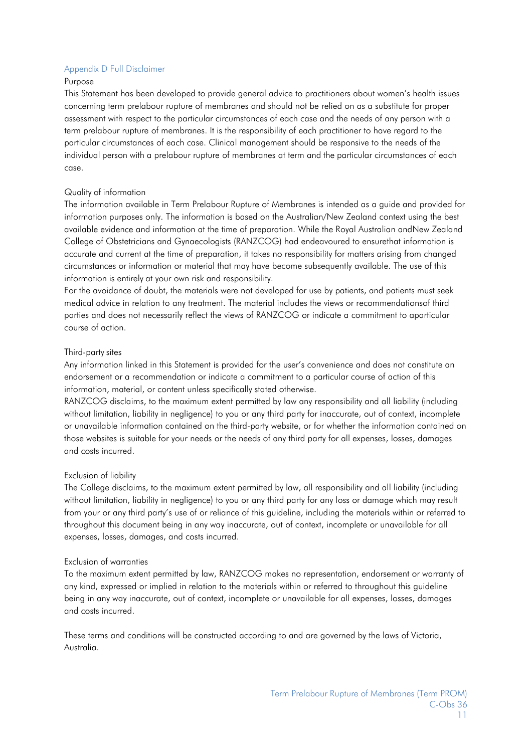## Appendix D Full Disclaimer

### Purpose

This Statement has been developed to provide general advice to practitioners about women's health issues concerning term prelabour rupture of membranes and should not be relied on as a substitute for proper assessment with respect to the particular circumstances of each case and the needs of any person with a term prelabour rupture of membranes. It is the responsibility of each practitioner to have regard to the particular circumstances of each case. Clinical management should be responsive to the needs of the individual person with a prelabour rupture of membranes at term and the particular circumstances of each case.

### Quality of information

The information available in Term Prelabour Rupture of Membranes is intended as a guide and provided for information purposes only. The information is based on the Australian/New Zealand context using the best available evidence and information at the time of preparation. While the Royal Australian andNew Zealand College of Obstetricians and Gynaecologists (RANZCOG) had endeavoured to ensurethat information is accurate and current at the time of preparation, it takes no responsibility for matters arising from changed circumstances or information or material that may have become subsequently available. The use of this information is entirely at your own risk and responsibility.

For the avoidance of doubt, the materials were not developed for use by patients, and patients must seek medical advice in relation to any treatment. The material includes the views or recommendationsof third parties and does not necessarily reflect the views of RANZCOG or indicate a commitment to aparticular course of action.

### Third-party sites

Any information linked in this Statement is provided for the user's convenience and does not constitute an endorsement or a recommendation or indicate a commitment to a particular course of action of this information, material, or content unless specifically stated otherwise.

RANZCOG disclaims, to the maximum extent permitted by law any responsibility and all liability (including without limitation, liability in negligence) to you or any third party for inaccurate, out of context, incomplete or unavailable information contained on the third-party website, or for whether the information contained on those websites is suitable for your needs or the needs of any third party for all expenses, losses, damages and costs incurred.

### Exclusion of liability

The College disclaims, to the maximum extent permitted by law, all responsibility and all liability (including without limitation, liability in negligence) to you or any third party for any loss or damage which may result from your or any third party's use of or reliance of this guideline, including the materials within or referred to throughout this document being in any way inaccurate, out of context, incomplete or unavailable for all expenses, losses, damages, and costs incurred.

### Exclusion of warranties

To the maximum extent permitted by law, RANZCOG makes no representation, endorsement or warranty of any kind, expressed or implied in relation to the materials within or referred to throughout this guideline being in any way inaccurate, out of context, incomplete or unavailable for all expenses, losses, damages and costs incurred.

These terms and conditions will be constructed according to and are governed by the laws of Victoria, Australia.